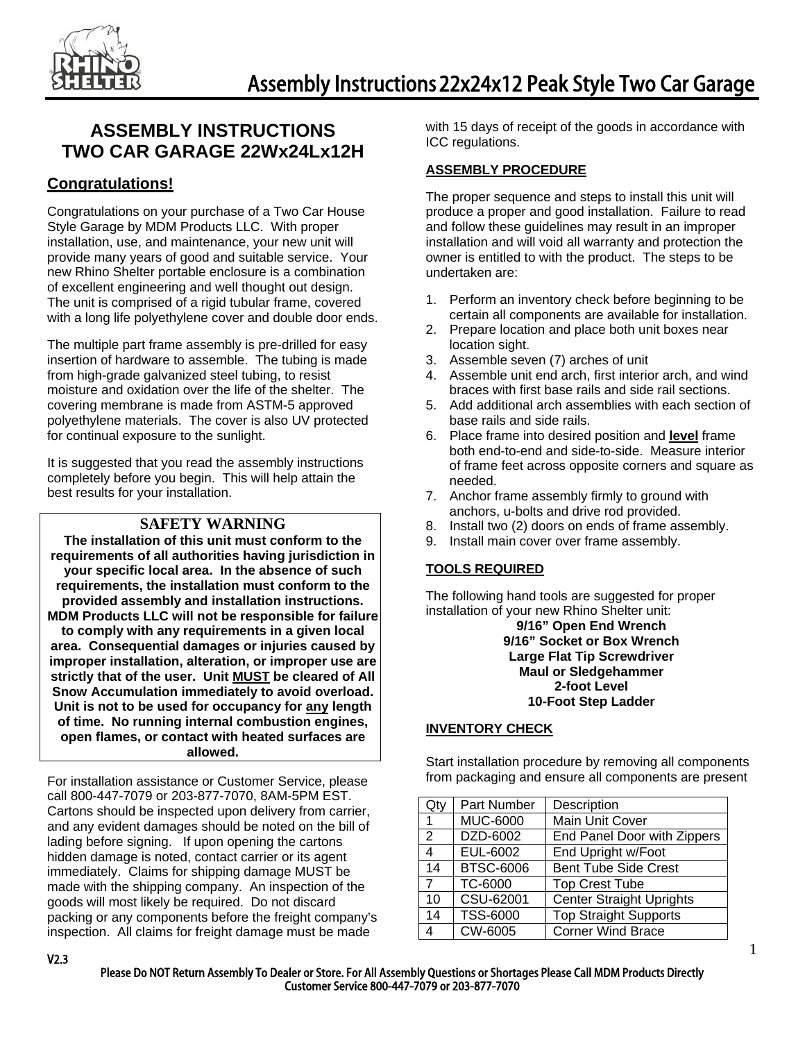# ASSEMBLY INSTRUCTIONS
# TWO CAR GARAGE 22Wx24Lx12H

## Congratulations!

Congratulations on your purchase of a Two Car House Style Garage by MDM Products LLC. With proper installation, use, and maintenance, your new unit will provide many years of good and suitable service. Your new Rhino Shelter portable enclosure is a combination of excellent engineering and well thought out design. The unit is comprised of a rigid tubular frame, covered with a long life polyethylene cover and double door ends.

The multiple part frame assembly is pre-drilled for easy insertion of hardware to assemble. The tubing is made from high-grade galvanized steel tubing, to resist moisture and oxidation over the life of the shelter. The covering membrane is made from ASTM-5 approved polyethylene materials. The cover is also UV protected for continual exposure to the sunlight.

It is suggested that you read the assembly instructions completely before you begin. This will help attain the best results for your installation.

**SAFETY WARNING**

**The installation of this unit must conform to the requirements of all authorities having jurisdiction in your specific local area. In the absence of such requirements, the installation must conform to the provided assembly and installation instructions. MDM Products LLC will not be responsible for failure to comply with any requirements in a given local area. Consequential damages or injuries caused by improper installation, alteration, or improper use are strictly that of the user. Unit MUST be cleared of All Snow Accumulation immediately to avoid overload. Unit is not to be used for occupancy for any length of time. No running internal combustion engines, open flames, or contact with heated surfaces are allowed.**

For installation assistance or Customer Service, please call 800-447-7079 or 203-877-7070, 8AM-5PM EST. Cartons should be inspected upon delivery from carrier, and any evident damages should be noted on the bill of lading before signing. If upon opening the cartons hidden damage is noted, contact carrier or its agent immediately. Claims for shipping damage MUST be made with the shipping company. An inspection of the goods will most likely be required. Do not discard packing or any components before the freight company's inspection. All claims for freight damage must be made with 15 days of receipt of the goods in accordance with ICC regulations.

### ASSEMBLY PROCEDURE

The proper sequence and steps to install this unit will produce a proper and good installation. Failure to read and follow these guidelines may result in an improper installation and will void all warranty and protection the owner is entitled to with the product. The steps to be undertaken are:

1. Perform an inventory check before beginning to be certain all components are available for installation.
2. Prepare location and place both unit boxes near location sight.
3. Assemble seven (7) arches of unit
4. Assemble unit end arch, first interior arch, and wind braces with first base rails and side rail sections.
5. Add additional arch assemblies with each section of base rails and side rails.
6. Place frame into desired position and **level** frame both end-to-end and side-to-side. Measure interior of frame feet across opposite corners and square as needed.
7. Anchor frame assembly firmly to ground with anchors, u-bolts and drive rod provided.
8. Install two (2) doors on ends of frame assembly.
9. Install main cover over frame assembly.

### TOOLS REQUIRED

The following hand tools are suggested for proper installation of your new Rhino Shelter unit:

**9/16" Open End Wrench**
**9/16" Socket or Box Wrench**
**Large Flat Tip Screwdriver**
**Maul or Sledgehammer**
**2-foot Level**
**10-Foot Step Ladder**

### INVENTORY CHECK

Start installation procedure by removing all components from packaging and ensure all components are present

| Qty | Part Number | Description |
|---|---|---|
| 1 | MUC-6000 | Main Unit Cover |
| 2 | DZD-6002 | End Panel Door with Zippers |
| 4 | EUL-6002 | End Upright w/Foot |
| 14 | BTSC-6006 | Bent Tube Side Crest |
| 7 | TC-6000 | Top Crest Tube |
| 10 | CSU-62001 | Center Straight Uprights |
| 14 | TSS-6000 | Top Straight Supports |
| 4 | CW-6005 | Corner Wind Brace |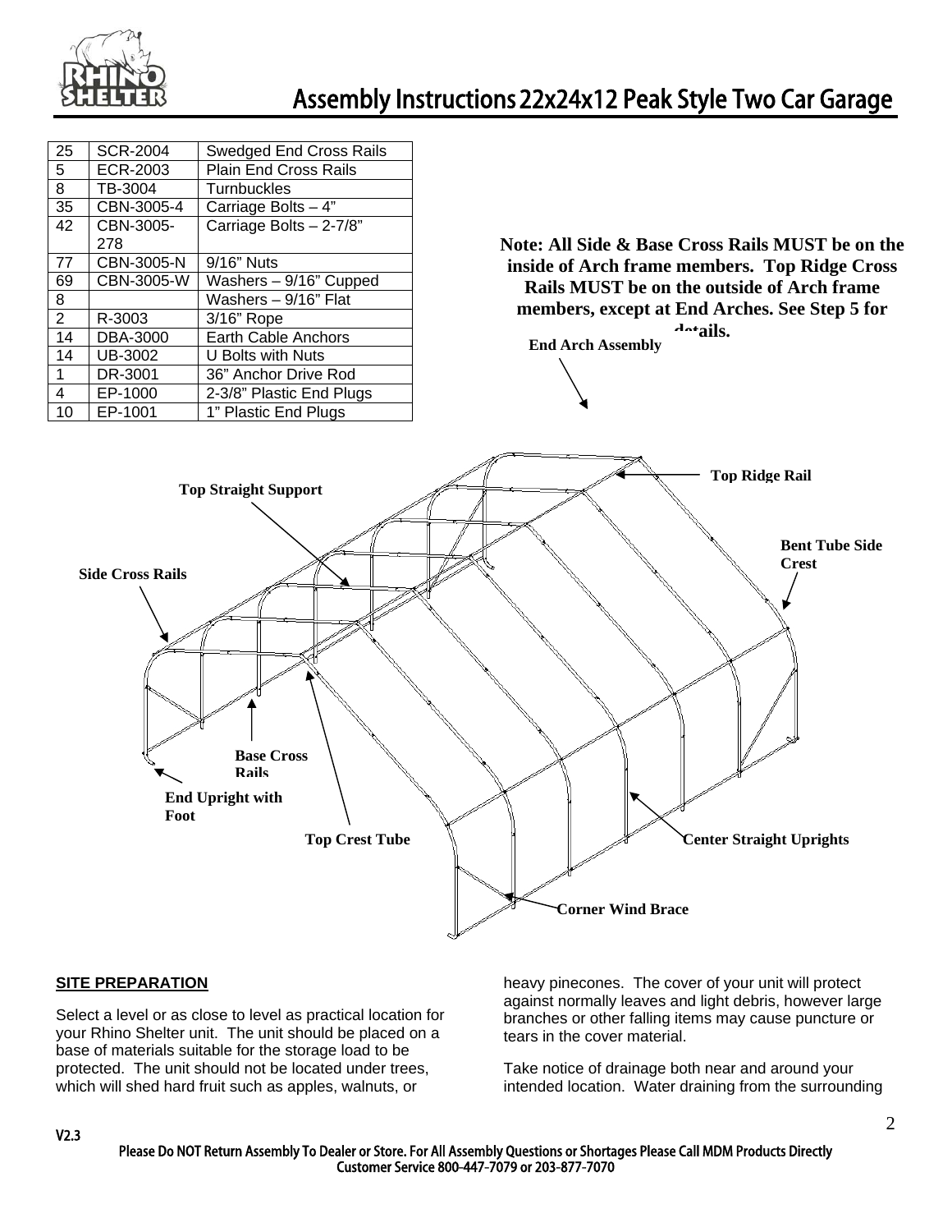# Assembly Instructions 22x24x12 Peak Style Two Car Garage

| | | |
|---|---|---|
| 25 | SCR-2004 | Swedged End Cross Rails |
| 5 | ECR-2003 | Plain End Cross Rails |
| 8 | TB-3004 | Turnbuckles |
| 35 | CBN-3005-4 | Carriage Bolts – 4" |
| 42 | CBN-3005-278 | Carriage Bolts – 2-7/8" |
| 77 | CBN-3005-N | 9/16" Nuts |
| 69 | CBN-3005-W | Washers – 9/16" Cupped |
| 8 | | Washers – 9/16" Flat |
| 2 | R-3003 | 3/16" Rope |
| 14 | DBA-3000 | Earth Cable Anchors |
| 14 | UB-3002 | U Bolts with Nuts |
| 1 | DR-3001 | 36" Anchor Drive Rod |
| 4 | EP-1000 | 2-3/8" Plastic End Plugs |
| 10 | EP-1001 | 1" Plastic End Plugs |

**Note: All Side & Base Cross Rails MUST be on the inside of Arch frame members. Top Ridge Cross Rails MUST be on the outside of Arch frame members, except at End Arches. See Step 5 for details.**

**End Arch Assembly**

**Top Ridge Rail**

**Top Straight Support**

**Bent Tube Side Crest**

**Side Cross Rails**

**Base Cross Rails**

**End Upright with Foot**

**Top Crest Tube**

**Center Straight Uprights**

**Corner Wind Brace**

## SITE PREPARATION

Select a level or as close to level as practical location for your Rhino Shelter unit. The unit should be placed on a base of materials suitable for the storage load to be protected. The unit should not be located under trees, which will shed hard fruit such as apples, walnuts, or heavy pinecones. The cover of your unit will protect against normally leaves and light debris, however large branches or other falling items may cause puncture or tears in the cover material.

Take notice of drainage both near and around your intended location. Water draining from the surrounding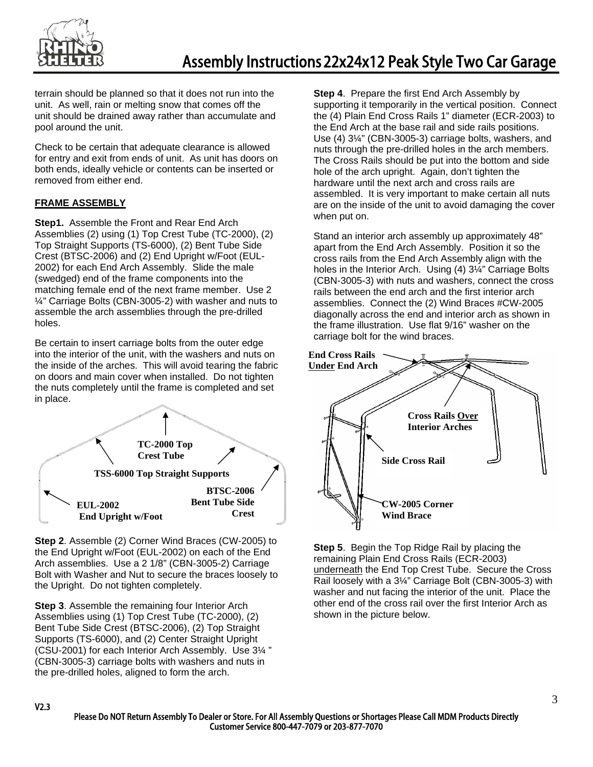# Assembly Instructions 22x24x12 Peak Style Two Car Garage

terrain should be planned so that it does not run into the unit. As well, rain or melting snow that comes off the unit should be drained away rather than accumulate and pool around the unit.

Check to be certain that adequate clearance is allowed for entry and exit from ends of unit. As unit has doors on both ends, ideally vehicle or contents can be inserted or removed from either end.

**FRAME ASSEMBLY**

**Step1.** Assemble the Front and Rear End Arch Assemblies (2) using (1) Top Crest Tube (TC-2000), (2) Top Straight Supports (TS-6000), (2) Bent Tube Side Crest (BTSC-2006) and (2) End Upright w/Foot (EUL-2002) for each End Arch Assembly. Slide the male (swedged) end of the frame components into the matching female end of the next frame member. Use 2 ¼" Carriage Bolts (CBN-3005-2) with washer and nuts to assemble the arch assemblies through the pre-drilled holes.

Be certain to insert carriage bolts from the outer edge into the interior of the unit, with the washers and nuts on the inside of the arches. This will avoid tearing the fabric on doors and main cover when installed. Do not tighten the nuts completely until the frame is completed and set in place.

TC-2000 Top Crest Tube

TSS-6000 Top Straight Supports

BTSC-2006 Bent Tube Side Crest

EUL-2002 End Upright w/Foot

**Step 2**. Assemble (2) Corner Wind Braces (CW-2005) to the End Upright w/Foot (EUL-2002) on each of the End Arch assemblies. Use a 2 1/8" (CBN-3005-2) Carriage Bolt with Washer and Nut to secure the braces loosely to the Upright. Do not tighten completely.

**Step 3**. Assemble the remaining four Interior Arch Assemblies using (1) Top Crest Tube (TC-2000), (2) Bent Tube Side Crest (BTSC-2006), (2) Top Straight Supports (TS-6000), and (2) Center Straight Upright (CSU-2001) for each Interior Arch Assembly. Use 3¼ " (CBN-3005-3) carriage bolts with washers and nuts in the pre-drilled holes, aligned to form the arch.

**Step 4**. Prepare the first End Arch Assembly by supporting it temporarily in the vertical position. Connect the (4) Plain End Cross Rails 1" diameter (ECR-2003) to the End Arch at the base rail and side rails positions. Use (4) 3¼" (CBN-3005-3) carriage bolts, washers, and nuts through the pre-drilled holes in the arch members. The Cross Rails should be put into the bottom and side hole of the arch upright. Again, don't tighten the hardware until the next arch and cross rails are assembled. It is very important to make certain all nuts are on the inside of the unit to avoid damaging the cover when put on.

Stand an interior arch assembly up approximately 48" apart from the End Arch Assembly. Position it so the cross rails from the End Arch Assembly align with the holes in the Interior Arch. Using (4) 3¼" Carriage Bolts (CBN-3005-3) with nuts and washers, connect the cross rails between the end arch and the first interior arch assemblies. Connect the (2) Wind Braces #CW-2005 diagonally across the end and interior arch as shown in the frame illustration. Use flat 9/16" washer on the carriage bolt for the wind braces.

End Cross Rails <u>Under</u> End Arch

Cross Rails <u>Over</u> Interior Arches

Side Cross Rail

CW-2005 Corner Wind Brace

**Step 5**. Begin the Top Ridge Rail by placing the remaining Plain End Cross Rails (ECR-2003) <u>underneath</u> the End Top Crest Tube. Secure the Cross Rail loosely with a 3¼" Carriage Bolt (CBN-3005-3) with washer and nut facing the interior of the unit. Place the other end of the cross rail over the first Interior Arch as shown in the picture below.

V2.3

Please Do NOT Return Assembly To Dealer or Store. For All Assembly Questions or Shortages Please Call MDM Products Directly
Customer Service 800-447-7079 or 203-877-7070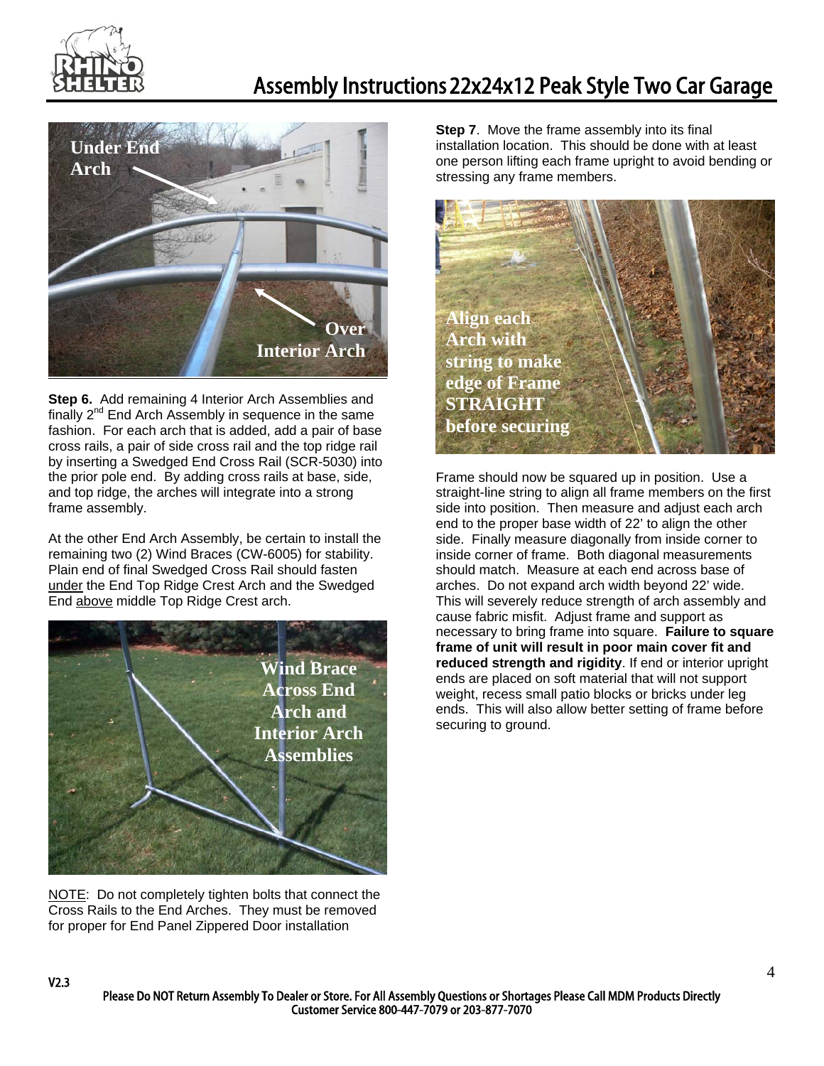# Assembly Instructions 22x24x12 Peak Style Two Car Garage

Under End Arch

Over Interior Arch

**Step 6.** Add remaining 4 Interior Arch Assemblies and finally 2nd End Arch Assembly in sequence in the same fashion. For each arch that is added, add a pair of base cross rails, a pair of side cross rail and the top ridge rail by inserting a Swedged End Cross Rail (SCR-5030) into the prior pole end. By adding cross rails at base, side, and top ridge, the arches will integrate into a strong frame assembly.

At the other End Arch Assembly, be certain to install the remaining two (2) Wind Braces (CW-6005) for stability. Plain end of final Swedged Cross Rail should fasten under the End Top Ridge Crest Arch and the Swedged End above middle Top Ridge Crest arch.

Wind Brace Across End Arch and Interior Arch Assemblies

NOTE: Do not completely tighten bolts that connect the Cross Rails to the End Arches. They must be removed for proper for End Panel Zippered Door installation

**Step 7**. Move the frame assembly into its final installation location. This should be done with at least one person lifting each frame upright to avoid bending or stressing any frame members.

Align each Arch with string to make edge of Frame STRAIGHT before securing

Frame should now be squared up in position. Use a straight-line string to align all frame members on the first side into position. Then measure and adjust each arch end to the proper base width of 22' to align the other side. Finally measure diagonally from inside corner to inside corner of frame. Both diagonal measurements should match. Measure at each end across base of arches. Do not expand arch width beyond 22' wide. This will severely reduce strength of arch assembly and cause fabric misfit. Adjust frame and support as necessary to bring frame into square. **Failure to square frame of unit will result in poor main cover fit and reduced strength and rigidity**. If end or interior upright ends are placed on soft material that will not support weight, recess small patio blocks or bricks under leg ends. This will also allow better setting of frame before securing to ground.

V2.3

Please Do NOT Return Assembly To Dealer or Store. For All Assembly Questions or Shortages Please Call MDM Products Directly Customer Service 800-447-7079 or 203-877-7070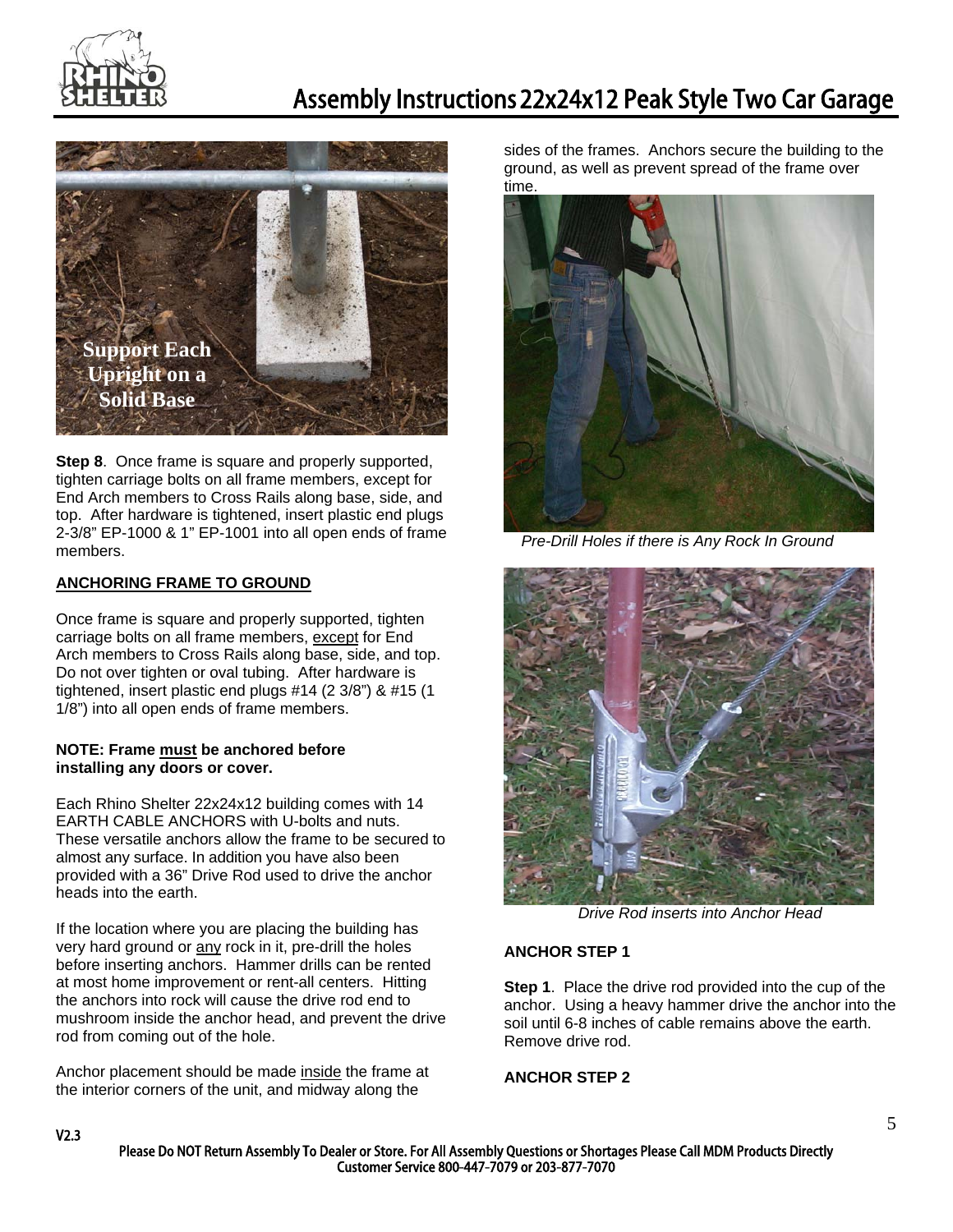Support Each Upright on a Solid Base

**Step 8**. Once frame is square and properly supported, tighten carriage bolts on all frame members, except for End Arch members to Cross Rails along base, side, and top. After hardware is tightened, insert plastic end plugs 2-3/8" EP-1000 & 1" EP-1001 into all open ends of frame members.

## ANCHORING FRAME TO GROUND

Once frame is square and properly supported, tighten carriage bolts on all frame members, except for End Arch members to Cross Rails along base, side, and top. Do not over tighten or oval tubing. After hardware is tightened, insert plastic end plugs #14 (2 3/8") & #15 (1 1/8") into all open ends of frame members.

**NOTE: Frame must be anchored before installing any doors or cover.**

Each Rhino Shelter 22x24x12 building comes with 14 EARTH CABLE ANCHORS with U-bolts and nuts. These versatile anchors allow the frame to be secured to almost any surface. In addition you have also been provided with a 36" Drive Rod used to drive the anchor heads into the earth.

If the location where you are placing the building has very hard ground or any rock in it, pre-drill the holes before inserting anchors. Hammer drills can be rented at most home improvement or rent-all centers. Hitting the anchors into rock will cause the drive rod end to mushroom inside the anchor head, and prevent the drive rod from coming out of the hole.

Anchor placement should be made inside the frame at the interior corners of the unit, and midway along the sides of the frames. Anchors secure the building to the ground, as well as prevent spread of the frame over time.

*Pre-Drill Holes if there is Any Rock In Ground*

*Drive Rod inserts into Anchor Head*

### ANCHOR STEP 1

**Step 1**. Place the drive rod provided into the cup of the anchor. Using a heavy hammer drive the anchor into the soil until 6-8 inches of cable remains above the earth. Remove drive rod.

### ANCHOR STEP 2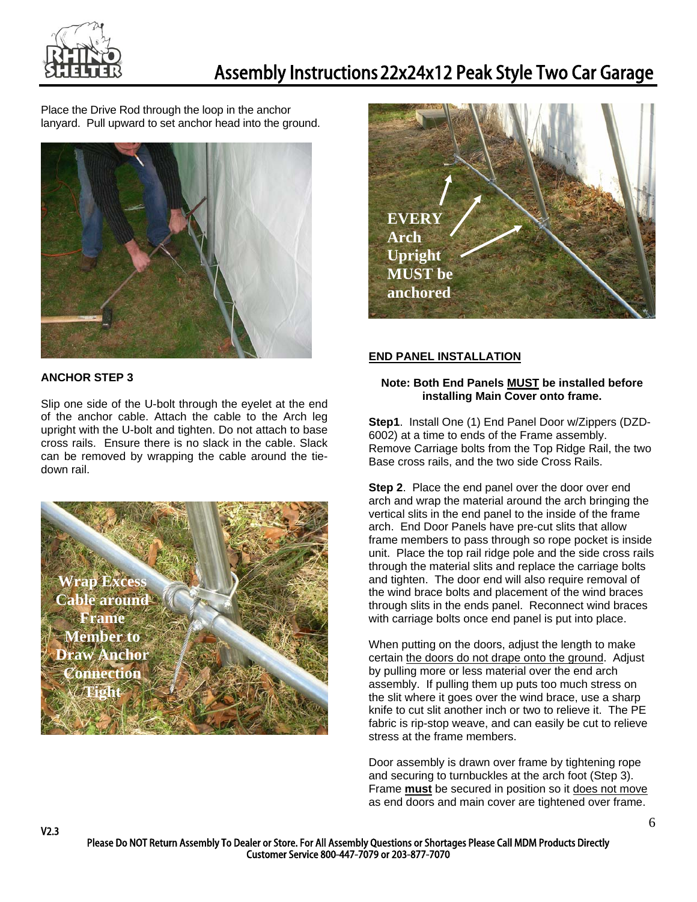Place the Drive Rod through the loop in the anchor lanyard. Pull upward to set anchor head into the ground.

**ANCHOR STEP 3**

Slip one side of the U-bolt through the eyelet at the end of the anchor cable. Attach the cable to the Arch leg upright with the U-bolt and tighten. Do not attach to base cross rails. Ensure there is no slack in the cable. Slack can be removed by wrapping the cable around the tie-down rail.

## END PANEL INSTALLATION

**Note: Both End Panels <u>MUST</u> be installed before installing Main Cover onto frame.**

**Step1**. Install One (1) End Panel Door w/Zippers (DZD-6002) at a time to ends of the Frame assembly. Remove Carriage bolts from the Top Ridge Rail, the two Base cross rails, and the two side Cross Rails.

**Step 2**. Place the end panel over the door over end arch and wrap the material around the arch bringing the vertical slits in the end panel to the inside of the frame arch. End Door Panels have pre-cut slits that allow frame members to pass through so rope pocket is inside unit. Place the top rail ridge pole and the side cross rails through the material slits and replace the carriage bolts and tighten. The door end will also require removal of the wind brace bolts and placement of the wind braces through slits in the ends panel. Reconnect wind braces with carriage bolts once end panel is put into place.

When putting on the doors, adjust the length to make certain <u>the doors do not drape onto the ground</u>. Adjust by pulling more or less material over the end arch assembly. If pulling them up puts too much stress on the slit where it goes over the wind brace, use a sharp knife to cut slit another inch or two to relieve it. The PE fabric is rip-stop weave, and can easily be cut to relieve stress at the frame members.

Door assembly is drawn over frame by tightening rope and securing to turnbuckles at the arch foot (Step 3). Frame **<u>must</u>** be secured in position so it <u>does not move</u> as end doors and main cover are tightened over frame.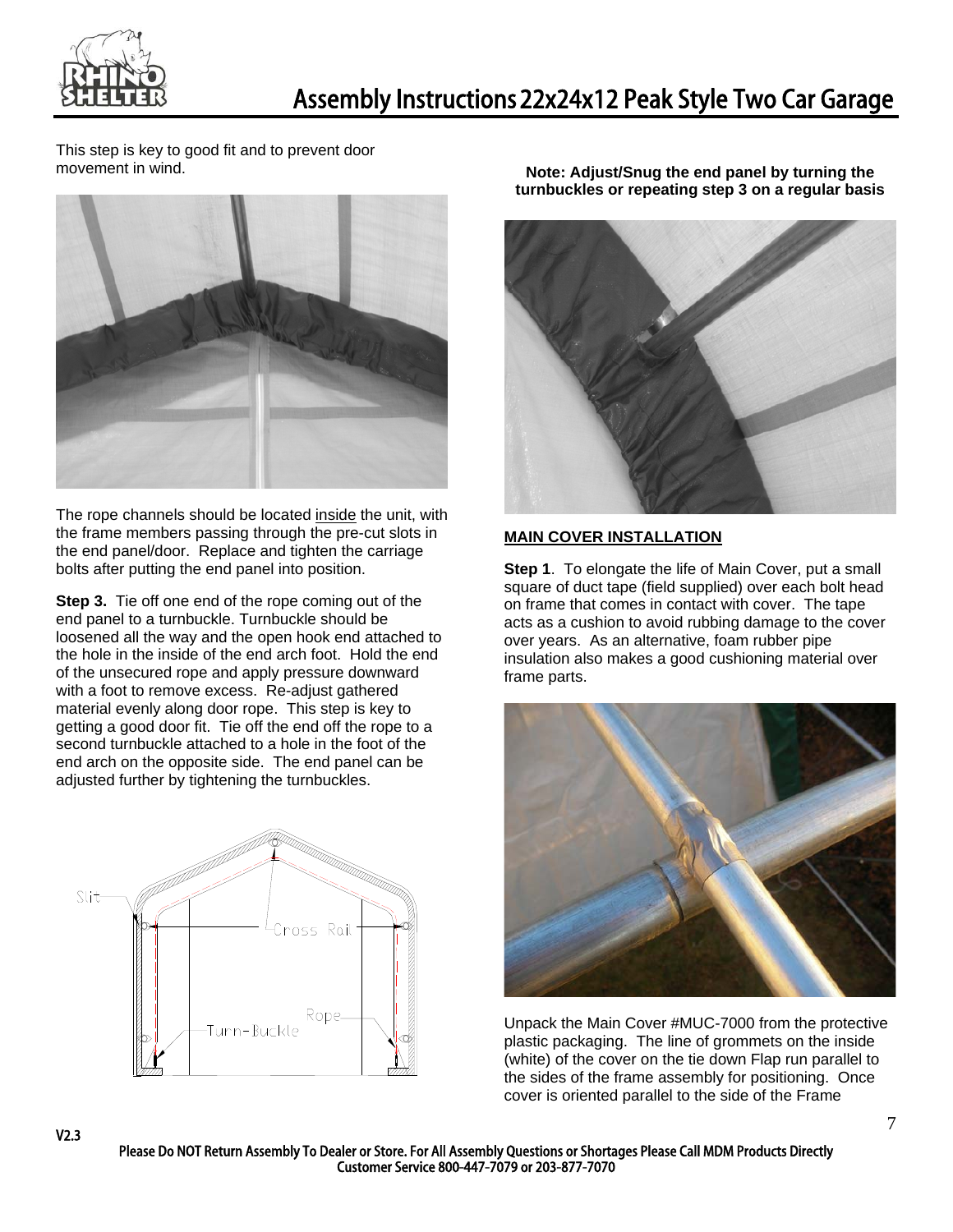This step is key to good fit and to prevent door movement in wind.

The rope channels should be located inside the unit, with the frame members passing through the pre-cut slots in the end panel/door. Replace and tighten the carriage bolts after putting the end panel into position.

**Step 3.** Tie off one end of the rope coming out of the end panel to a turnbuckle. Turnbuckle should be loosened all the way and the open hook end attached to the hole in the inside of the end arch foot. Hold the end of the unsecured rope and apply pressure downward with a foot to remove excess. Re-adjust gathered material evenly along door rope. This step is key to getting a good door fit. Tie off the end off the rope to a second turnbuckle attached to a hole in the foot of the end arch on the opposite side. The end panel can be adjusted further by tightening the turnbuckles.

Slit

Cross Rail

Rope

Turn-Buckle

**Note: Adjust/Snug the end panel by turning the turnbuckles or repeating step 3 on a regular basis**

**MAIN COVER INSTALLATION**

**Step 1**. To elongate the life of Main Cover, put a small square of duct tape (field supplied) over each bolt head on frame that comes in contact with cover. The tape acts as a cushion to avoid rubbing damage to the cover over years. As an alternative, foam rubber pipe insulation also makes a good cushioning material over frame parts.

Unpack the Main Cover #MUC-7000 from the protective plastic packaging. The line of grommets on the inside (white) of the cover on the tie down Flap run parallel to the sides of the frame assembly for positioning. Once cover is oriented parallel to the side of the Frame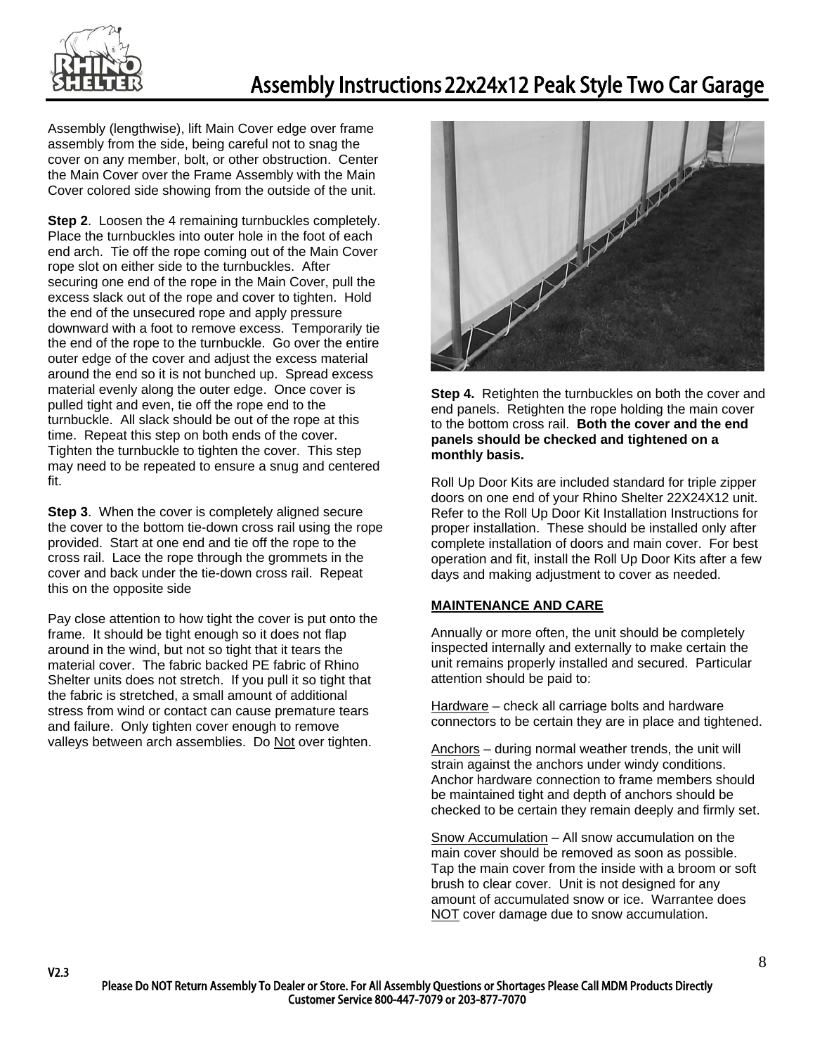Assembly (lengthwise), lift Main Cover edge over frame assembly from the side, being careful not to snag the cover on any member, bolt, or other obstruction. Center the Main Cover over the Frame Assembly with the Main Cover colored side showing from the outside of the unit.

**Step 2**. Loosen the 4 remaining turnbuckles completely. Place the turnbuckles into outer hole in the foot of each end arch. Tie off the rope coming out of the Main Cover rope slot on either side to the turnbuckles. After securing one end of the rope in the Main Cover, pull the excess slack out of the rope and cover to tighten. Hold the end of the unsecured rope and apply pressure downward with a foot to remove excess. Temporarily tie the end of the rope to the turnbuckle. Go over the entire outer edge of the cover and adjust the excess material around the end so it is not bunched up. Spread excess material evenly along the outer edge. Once cover is pulled tight and even, tie off the rope end to the turnbuckle. All slack should be out of the rope at this time. Repeat this step on both ends of the cover. Tighten the turnbuckle to tighten the cover. This step may need to be repeated to ensure a snug and centered fit.

**Step 3**. When the cover is completely aligned secure the cover to the bottom tie-down cross rail using the rope provided. Start at one end and tie off the rope to the cross rail. Lace the rope through the grommets in the cover and back under the tie-down cross rail. Repeat this on the opposite side

Pay close attention to how tight the cover is put onto the frame. It should be tight enough so it does not flap around in the wind, but not so tight that it tears the material cover. The fabric backed PE fabric of Rhino Shelter units does not stretch. If you pull it so tight that the fabric is stretched, a small amount of additional stress from wind or contact can cause premature tears and failure. Only tighten cover enough to remove valleys between arch assemblies. Do Not over tighten.

**Step 4.** Retighten the turnbuckles on both the cover and end panels. Retighten the rope holding the main cover to the bottom cross rail. **Both the cover and the end panels should be checked and tightened on a monthly basis.**

Roll Up Door Kits are included standard for triple zipper doors on one end of your Rhino Shelter 22X24X12 unit. Refer to the Roll Up Door Kit Installation Instructions for proper installation. These should be installed only after complete installation of doors and main cover. For best operation and fit, install the Roll Up Door Kits after a few days and making adjustment to cover as needed.

**MAINTENANCE AND CARE**

Annually or more often, the unit should be completely inspected internally and externally to make certain the unit remains properly installed and secured. Particular attention should be paid to:

Hardware – check all carriage bolts and hardware connectors to be certain they are in place and tightened.

Anchors – during normal weather trends, the unit will strain against the anchors under windy conditions. Anchor hardware connection to frame members should be maintained tight and depth of anchors should be checked to be certain they remain deeply and firmly set.

Snow Accumulation – All snow accumulation on the main cover should be removed as soon as possible. Tap the main cover from the inside with a broom or soft brush to clear cover. Unit is not designed for any amount of accumulated snow or ice. Warrantee does NOT cover damage due to snow accumulation.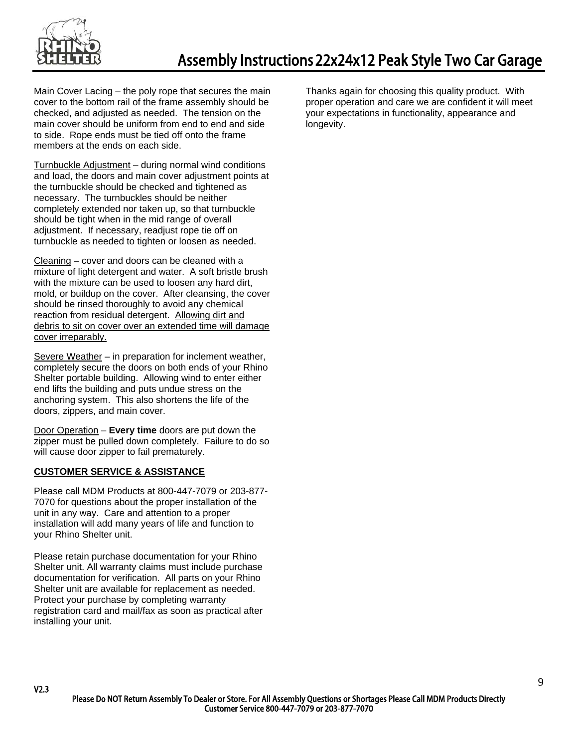Main Cover Lacing – the poly rope that secures the main cover to the bottom rail of the frame assembly should be checked, and adjusted as needed. The tension on the main cover should be uniform from end to end and side to side. Rope ends must be tied off onto the frame members at the ends on each side.

Turnbuckle Adjustment – during normal wind conditions and load, the doors and main cover adjustment points at the turnbuckle should be checked and tightened as necessary. The turnbuckles should be neither completely extended nor taken up, so that turnbuckle should be tight when in the mid range of overall adjustment. If necessary, readjust rope tie off on turnbuckle as needed to tighten or loosen as needed.

Cleaning – cover and doors can be cleaned with a mixture of light detergent and water. A soft bristle brush with the mixture can be used to loosen any hard dirt, mold, or buildup on the cover. After cleansing, the cover should be rinsed thoroughly to avoid any chemical reaction from residual detergent. Allowing dirt and debris to sit on cover over an extended time will damage cover irreparably.

Severe Weather – in preparation for inclement weather, completely secure the doors on both ends of your Rhino Shelter portable building. Allowing wind to enter either end lifts the building and puts undue stress on the anchoring system. This also shortens the life of the doors, zippers, and main cover.

Door Operation – **Every time** doors are put down the zipper must be pulled down completely. Failure to do so will cause door zipper to fail prematurely.

## CUSTOMER SERVICE & ASSISTANCE

Please call MDM Products at 800-447-7079 or 203-877-7070 for questions about the proper installation of the unit in any way. Care and attention to a proper installation will add many years of life and function to your Rhino Shelter unit.

Please retain purchase documentation for your Rhino Shelter unit. All warranty claims must include purchase documentation for verification. All parts on your Rhino Shelter unit are available for replacement as needed. Protect your purchase by completing warranty registration card and mail/fax as soon as practical after installing your unit.

Thanks again for choosing this quality product. With proper operation and care we are confident it will meet your expectations in functionality, appearance and longevity.